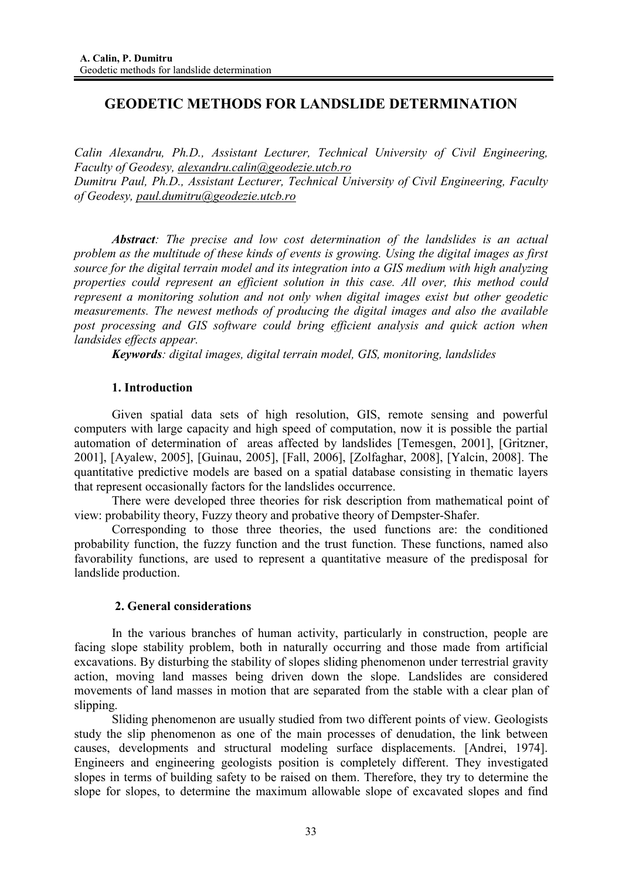# GEODETIC METHODS FOR LANDSLIDE DETERMINATION

*Calin Alexandru, Ph.D., Assistant Lecturer, Technical University of Civil Engineering, Faculty of Geodesy, alexandru.calin@geodezie.utcb.ro*
*Dumitru Paul, Ph.D., Assistant Lecturer, Technical University of Civil Engineering, Faculty of Geodesy, paul.dumitru@geodezie.utcb.ro*

***Abstract**: The precise and low cost determination of the landslides is an actual problem as the multitude of these kinds of events is growing. Using the digital images as first source for the digital terrain model and its integration into a GIS medium with high analyzing properties could represent an efficient solution in this case. All over, this method could represent a monitoring solution and not only when digital images exist but other geodetic measurements. The newest methods of producing the digital images and also the available post processing and GIS software could bring efficient analysis and quick action when landsides effects appear.*

***Keywords**: digital images, digital terrain model, GIS, monitoring, landslides*

## 1. Introduction

Given spatial data sets of high resolution, GIS, remote sensing and powerful computers with large capacity and high speed of computation, now it is possible the partial automation of determination of areas affected by landslides [Temesgen, 2001], [Gritzner, 2001], [Ayalew, 2005], [Guinau, 2005], [Fall, 2006], [Zolfaghar, 2008], [Yalcin, 2008]. The quantitative predictive models are based on a spatial database consisting in thematic layers that represent occasionally factors for the landslides occurrence.

There were developed three theories for risk description from mathematical point of view: probability theory, Fuzzy theory and probative theory of Dempster-Shafer.

Corresponding to those three theories, the used functions are: the conditioned probability function, the fuzzy function and the trust function. These functions, named also favorability functions, are used to represent a quantitative measure of the predisposal for landslide production.

## 2. General considerations

In the various branches of human activity, particularly in construction, people are facing slope stability problem, both in naturally occurring and those made from artificial excavations. By disturbing the stability of slopes sliding phenomenon under terrestrial gravity action, moving land masses being driven down the slope. Landslides are considered movements of land masses in motion that are separated from the stable with a clear plan of slipping.

Sliding phenomenon are usually studied from two different points of view. Geologists study the slip phenomenon as one of the main processes of denudation, the link between causes, developments and structural modeling surface displacements. [Andrei, 1974]. Engineers and engineering geologists position is completely different. They investigated slopes in terms of building safety to be raised on them. Therefore, they try to determine the slope for slopes, to determine the maximum allowable slope of excavated slopes and find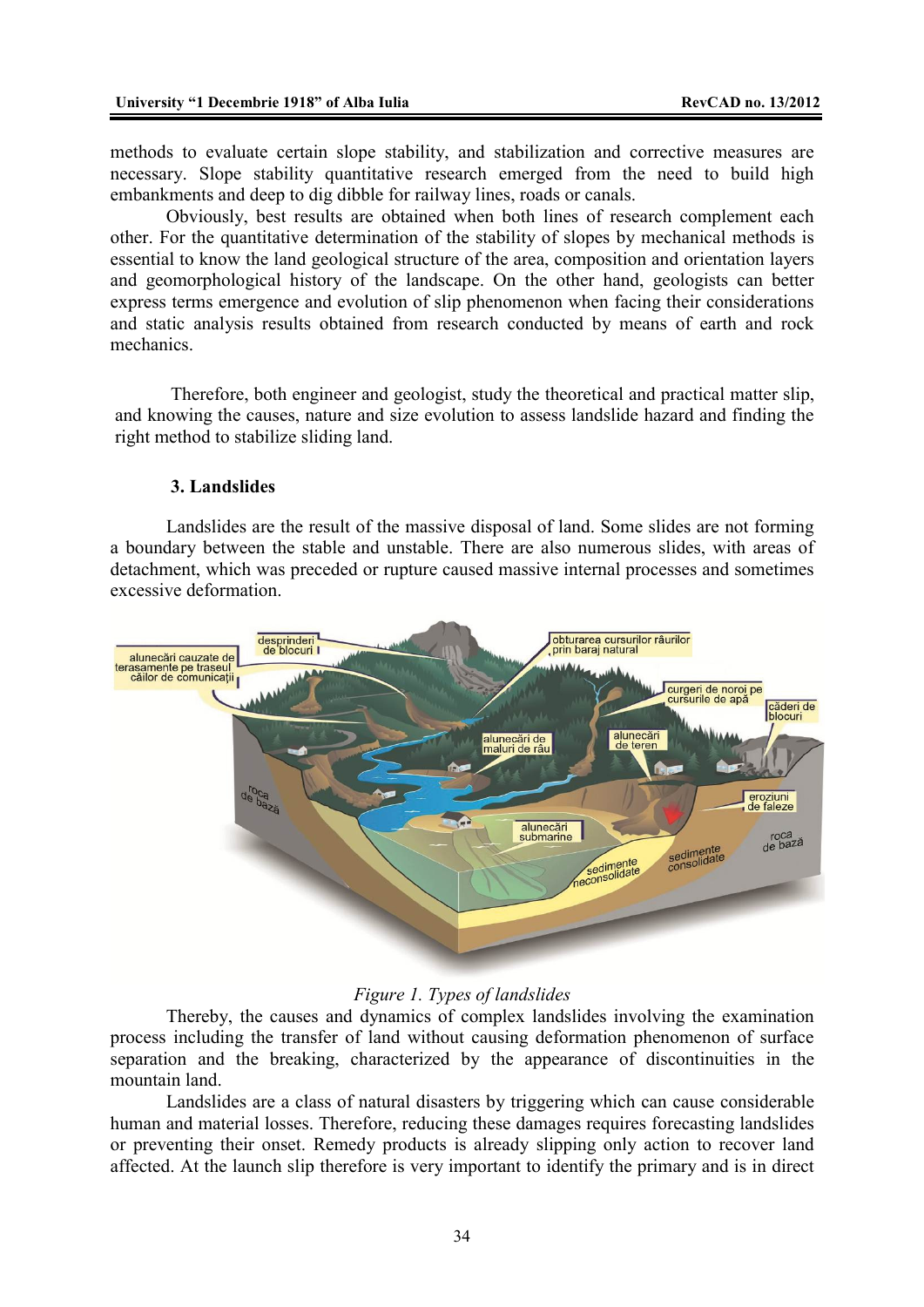methods to evaluate certain slope stability, and stabilization and corrective measures are necessary. Slope stability quantitative research emerged from the need to build high embankments and deep to dig dibble for railway lines, roads or canals.

Obviously, best results are obtained when both lines of research complement each other. For the quantitative determination of the stability of slopes by mechanical methods is essential to know the land geological structure of the area, composition and orientation layers and geomorphological history of the landscape. On the other hand, geologists can better express terms emergence and evolution of slip phenomenon when facing their considerations and static analysis results obtained from research conducted by means of earth and rock mechanics.

Therefore, both engineer and geologist, study the theoretical and practical matter slip, and knowing the causes, nature and size evolution to assess landslide hazard and finding the right method to stabilize sliding land.

### 3. Landslides

Landslides are the result of the massive disposal of land. Some slides are not forming a boundary between the stable and unstable. There are also numerous slides, with areas of detachment, which was preceded or rupture caused massive internal processes and sometimes excessive deformation.

*Figure 1. Types of landslides*

Thereby, the causes and dynamics of complex landslides involving the examination process including the transfer of land without causing deformation phenomenon of surface separation and the breaking, characterized by the appearance of discontinuities in the mountain land.

Landslides are a class of natural disasters by triggering which can cause considerable human and material losses. Therefore, reducing these damages requires forecasting landslides or preventing their onset. Remedy products is already slipping only action to recover land affected. At the launch slip therefore is very important to identify the primary and is in direct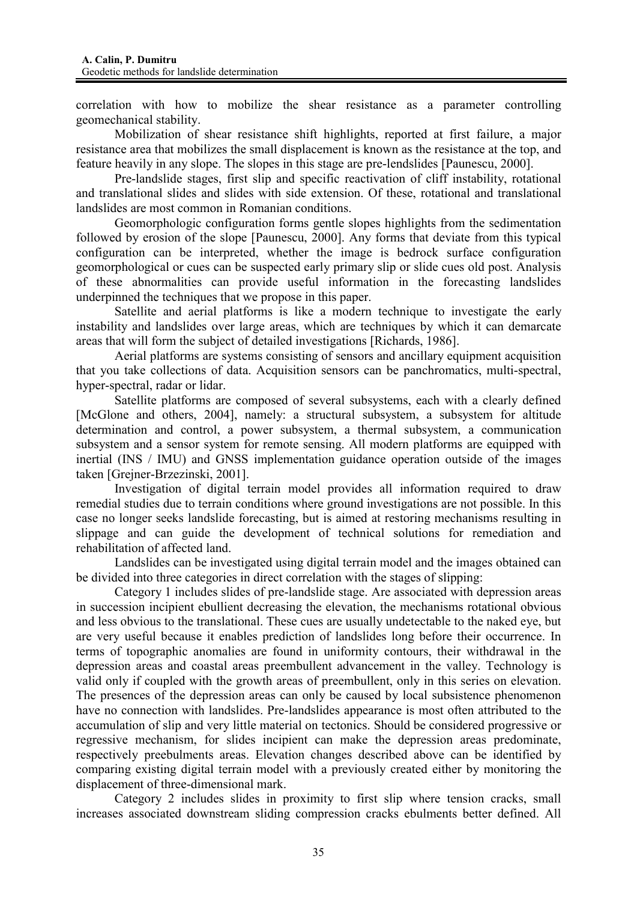correlation with how to mobilize the shear resistance as a parameter controlling geomechanical stability.

Mobilization of shear resistance shift highlights, reported at first failure, a major resistance area that mobilizes the small displacement is known as the resistance at the top, and feature heavily in any slope. The slopes in this stage are pre-lendslides [Paunescu, 2000].

Pre-landslide stages, first slip and specific reactivation of cliff instability, rotational and translational slides and slides with side extension. Of these, rotational and translational landslides are most common in Romanian conditions.

Geomorphologic configuration forms gentle slopes highlights from the sedimentation followed by erosion of the slope [Paunescu, 2000]. Any forms that deviate from this typical configuration can be interpreted, whether the image is bedrock surface configuration geomorphological or cues can be suspected early primary slip or slide cues old post. Analysis of these abnormalities can provide useful information in the forecasting landslides underpinned the techniques that we propose in this paper.

Satellite and aerial platforms is like a modern technique to investigate the early instability and landslides over large areas, which are techniques by which it can demarcate areas that will form the subject of detailed investigations [Richards, 1986].

Aerial platforms are systems consisting of sensors and ancillary equipment acquisition that you take collections of data. Acquisition sensors can be panchromatics, multi-spectral, hyper-spectral, radar or lidar.

Satellite platforms are composed of several subsystems, each with a clearly defined [McGlone and others, 2004], namely: a structural subsystem, a subsystem for altitude determination and control, a power subsystem, a thermal subsystem, a communication subsystem and a sensor system for remote sensing. All modern platforms are equipped with inertial (INS / IMU) and GNSS implementation guidance operation outside of the images taken [Grejner-Brzezinski, 2001].

Investigation of digital terrain model provides all information required to draw remedial studies due to terrain conditions where ground investigations are not possible. In this case no longer seeks landslide forecasting, but is aimed at restoring mechanisms resulting in slippage and can guide the development of technical solutions for remediation and rehabilitation of affected land.

Landslides can be investigated using digital terrain model and the images obtained can be divided into three categories in direct correlation with the stages of slipping:

Category 1 includes slides of pre-landslide stage. Are associated with depression areas in succession incipient ebullient decreasing the elevation, the mechanisms rotational obvious and less obvious to the translational. These cues are usually undetectable to the naked eye, but are very useful because it enables prediction of landslides long before their occurrence. In terms of topographic anomalies are found in uniformity contours, their withdrawal in the depression areas and coastal areas preembullent advancement in the valley. Technology is valid only if coupled with the growth areas of preembullent, only in this series on elevation. The presences of the depression areas can only be caused by local subsistence phenomenon have no connection with landslides. Pre-landslides appearance is most often attributed to the accumulation of slip and very little material on tectonics. Should be considered progressive or regressive mechanism, for slides incipient can make the depression areas predominate, respectively preebulments areas. Elevation changes described above can be identified by comparing existing digital terrain model with a previously created either by monitoring the displacement of three-dimensional mark.

Category 2 includes slides in proximity to first slip where tension cracks, small increases associated downstream sliding compression cracks ebulments better defined. All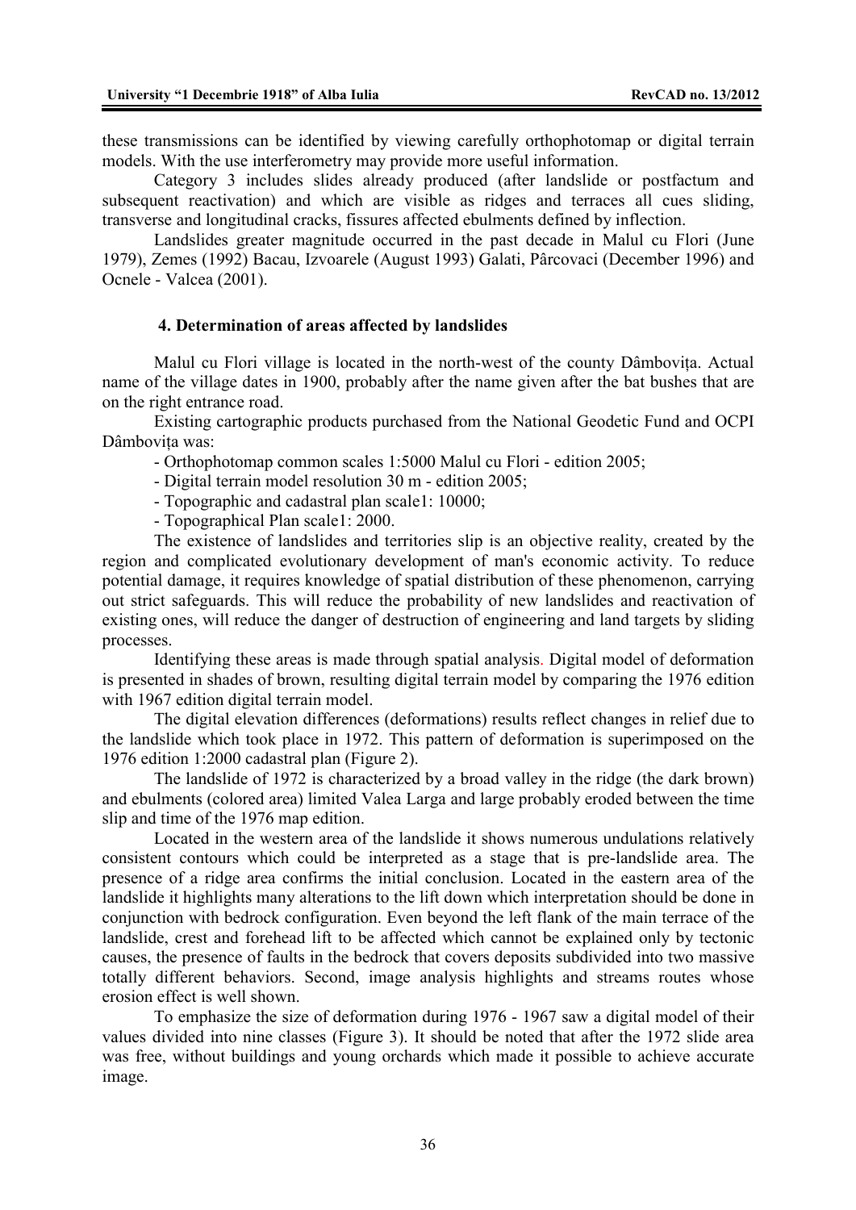these transmissions can be identified by viewing carefully orthophotomap or digital terrain models. With the use interferometry may provide more useful information.

Category 3 includes slides already produced (after landslide or postfactum and subsequent reactivation) and which are visible as ridges and terraces all cues sliding, transverse and longitudinal cracks, fissures affected ebulments defined by inflection.

Landslides greater magnitude occurred in the past decade in Malul cu Flori (June 1979), Zemes (1992) Bacau, Izvoarele (August 1993) Galati, Pârcovaci (December 1996) and Ocnele - Valcea (2001).

### 4. Determination of areas affected by landslides

Malul cu Flori village is located in the north-west of the county Dâmbovița. Actual name of the village dates in 1900, probably after the name given after the bat bushes that are on the right entrance road.

Existing cartographic products purchased from the National Geodetic Fund and OCPI Dâmbovița was:

- Orthophotomap common scales 1:5000 Malul cu Flori - edition 2005;
- Digital terrain model resolution 30 m - edition 2005;
- Topographic and cadastral plan scale1: 10000;
- Topographical Plan scale1: 2000.

The existence of landslides and territories slip is an objective reality, created by the region and complicated evolutionary development of man's economic activity. To reduce potential damage, it requires knowledge of spatial distribution of these phenomenon, carrying out strict safeguards. This will reduce the probability of new landslides and reactivation of existing ones, will reduce the danger of destruction of engineering and land targets by sliding processes.

Identifying these areas is made through spatial analysis. Digital model of deformation is presented in shades of brown, resulting digital terrain model by comparing the 1976 edition with 1967 edition digital terrain model.

The digital elevation differences (deformations) results reflect changes in relief due to the landslide which took place in 1972. This pattern of deformation is superimposed on the 1976 edition 1:2000 cadastral plan (Figure 2).

The landslide of 1972 is characterized by a broad valley in the ridge (the dark brown) and ebulments (colored area) limited Valea Larga and large probably eroded between the time slip and time of the 1976 map edition.

Located in the western area of the landslide it shows numerous undulations relatively consistent contours which could be interpreted as a stage that is pre-landslide area. The presence of a ridge area confirms the initial conclusion. Located in the eastern area of the landslide it highlights many alterations to the lift down which interpretation should be done in conjunction with bedrock configuration. Even beyond the left flank of the main terrace of the landslide, crest and forehead lift to be affected which cannot be explained only by tectonic causes, the presence of faults in the bedrock that covers deposits subdivided into two massive totally different behaviors. Second, image analysis highlights and streams routes whose erosion effect is well shown.

To emphasize the size of deformation during 1976 - 1967 saw a digital model of their values divided into nine classes (Figure 3). It should be noted that after the 1972 slide area was free, without buildings and young orchards which made it possible to achieve accurate image.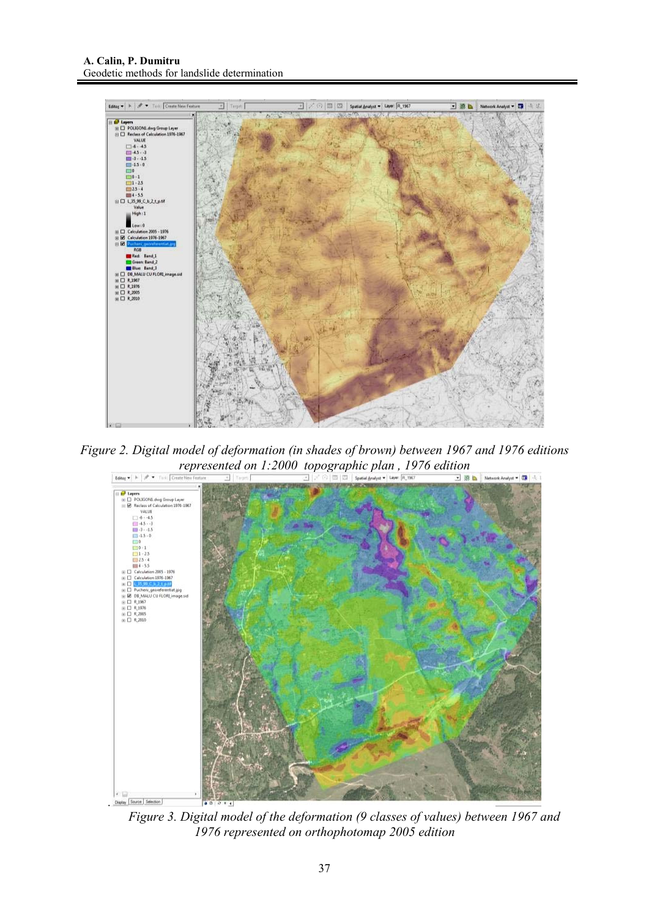*Figure 2. Digital model of deformation (in shades of brown) between 1967 and 1976 editions represented on 1:2000 topographic plan , 1976 edition*

*Figure 3. Digital model of the deformation (9 classes of values) between 1967 and 1976 represented on orthophotomap 2005 edition*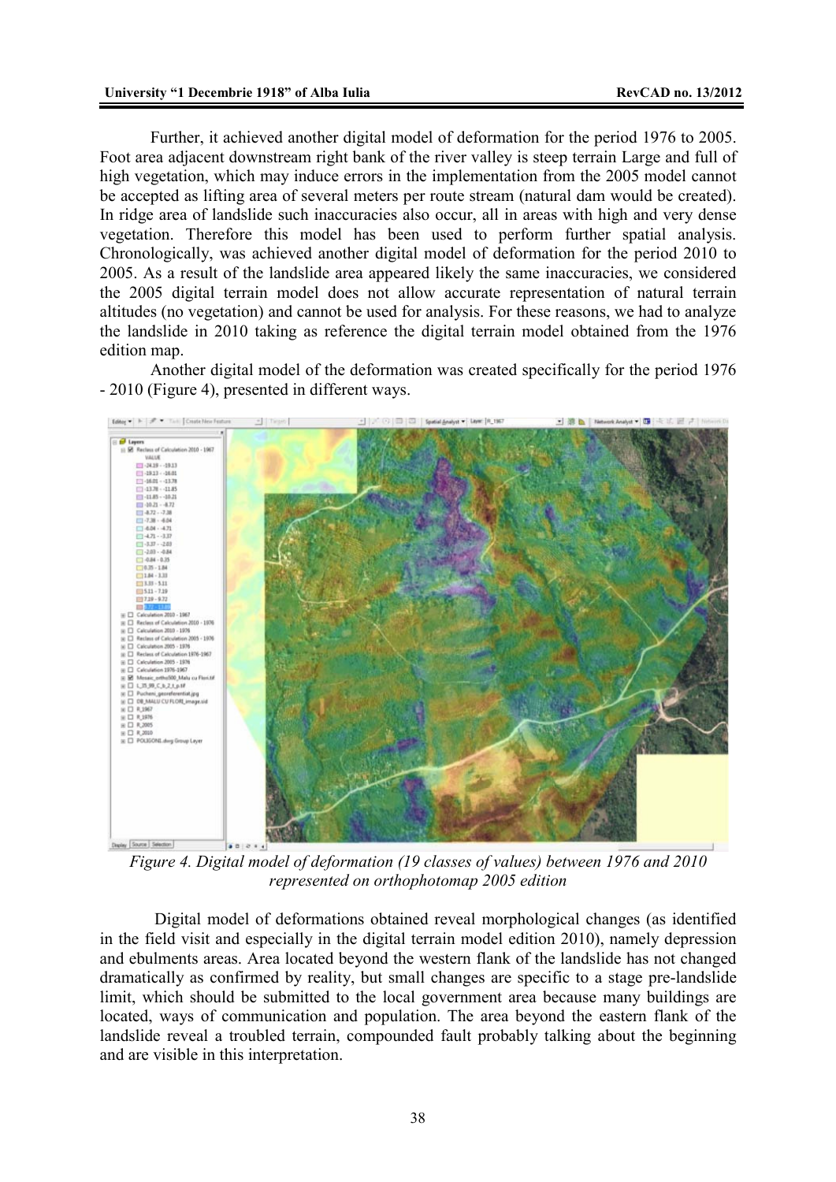Further, it achieved another digital model of deformation for the period 1976 to 2005. Foot area adjacent downstream right bank of the river valley is steep terrain Large and full of high vegetation, which may induce errors in the implementation from the 2005 model cannot be accepted as lifting area of several meters per route stream (natural dam would be created). In ridge area of landslide such inaccuracies also occur, all in areas with high and very dense vegetation. Therefore this model has been used to perform further spatial analysis. Chronologically, was achieved another digital model of deformation for the period 2010 to 2005. As a result of the landslide area appeared likely the same inaccuracies, we considered the 2005 digital terrain model does not allow accurate representation of natural terrain altitudes (no vegetation) and cannot be used for analysis. For these reasons, we had to analyze the landslide in 2010 taking as reference the digital terrain model obtained from the 1976 edition map.

Another digital model of the deformation was created specifically for the period 1976 - 2010 (Figure 4), presented in different ways.

*Figure 4. Digital model of deformation (19 classes of values) between 1976 and 2010 represented on orthophotomap 2005 edition*

Digital model of deformations obtained reveal morphological changes (as identified in the field visit and especially in the digital terrain model edition 2010), namely depression and ebulments areas. Area located beyond the western flank of the landslide has not changed dramatically as confirmed by reality, but small changes are specific to a stage pre-landslide limit, which should be submitted to the local government area because many buildings are located, ways of communication and population. The area beyond the eastern flank of the landslide reveal a troubled terrain, compounded fault probably talking about the beginning and are visible in this interpretation.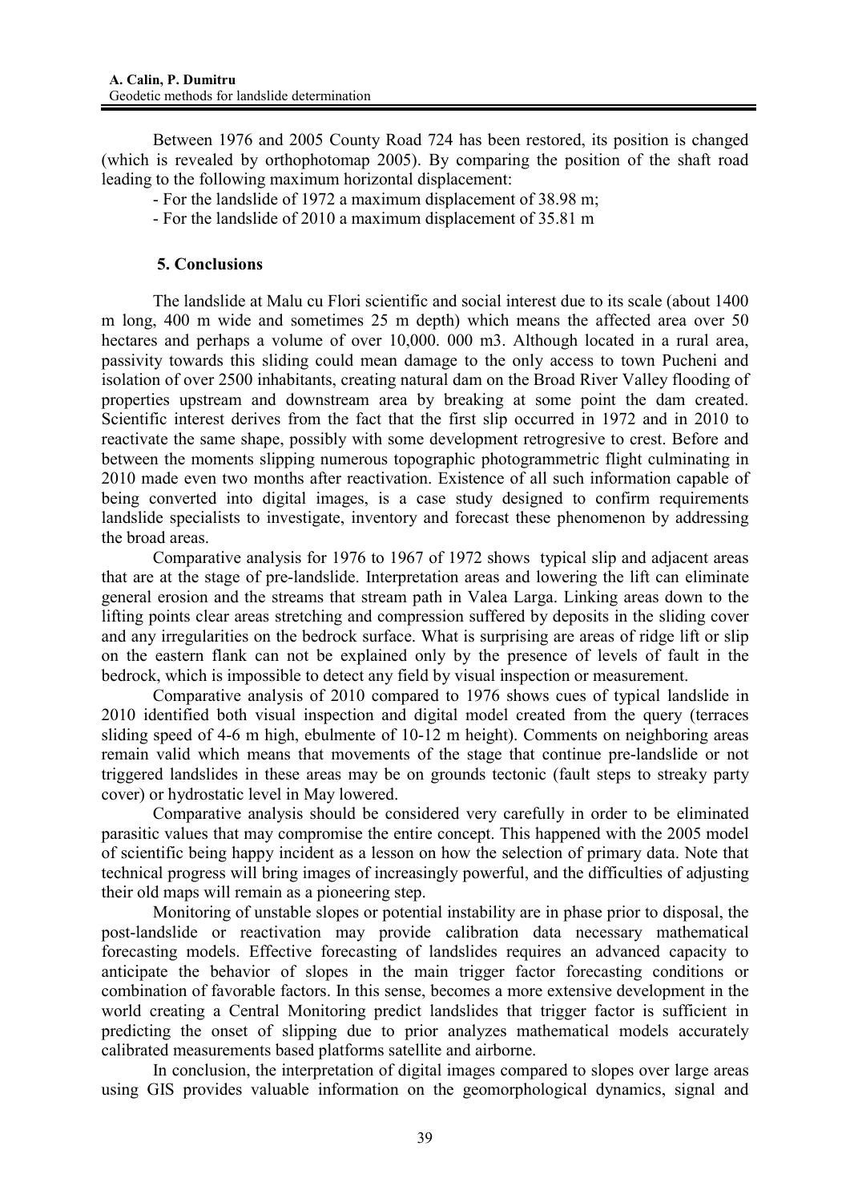Between 1976 and 2005 County Road 724 has been restored, its position is changed (which is revealed by orthophotomap 2005). By comparing the position of the shaft road leading to the following maximum horizontal displacement:

- For the landslide of 1972 a maximum displacement of 38.98 m;
- For the landslide of 2010 a maximum displacement of 35.81 m

## 5. Conclusions

The landslide at Malu cu Flori scientific and social interest due to its scale (about 1400 m long, 400 m wide and sometimes 25 m depth) which means the affected area over 50 hectares and perhaps a volume of over 10,000. 000 m3. Although located in a rural area, passivity towards this sliding could mean damage to the only access to town Pucheni and isolation of over 2500 inhabitants, creating natural dam on the Broad River Valley flooding of properties upstream and downstream area by breaking at some point the dam created. Scientific interest derives from the fact that the first slip occurred in 1972 and in 2010 to reactivate the same shape, possibly with some development retrogresive to crest. Before and between the moments slipping numerous topographic photogrammetric flight culminating in 2010 made even two months after reactivation. Existence of all such information capable of being converted into digital images, is a case study designed to confirm requirements landslide specialists to investigate, inventory and forecast these phenomenon by addressing the broad areas.

Comparative analysis for 1976 to 1967 of 1972 shows typical slip and adjacent areas that are at the stage of pre-landslide. Interpretation areas and lowering the lift can eliminate general erosion and the streams that stream path in Valea Larga. Linking areas down to the lifting points clear areas stretching and compression suffered by deposits in the sliding cover and any irregularities on the bedrock surface. What is surprising are areas of ridge lift or slip on the eastern flank can not be explained only by the presence of levels of fault in the bedrock, which is impossible to detect any field by visual inspection or measurement.

Comparative analysis of 2010 compared to 1976 shows cues of typical landslide in 2010 identified both visual inspection and digital model created from the query (terraces sliding speed of 4-6 m high, ebulmente of 10-12 m height). Comments on neighboring areas remain valid which means that movements of the stage that continue pre-landslide or not triggered landslides in these areas may be on grounds tectonic (fault steps to streaky party cover) or hydrostatic level in May lowered.

Comparative analysis should be considered very carefully in order to be eliminated parasitic values that may compromise the entire concept. This happened with the 2005 model of scientific being happy incident as a lesson on how the selection of primary data. Note that technical progress will bring images of increasingly powerful, and the difficulties of adjusting their old maps will remain as a pioneering step.

Monitoring of unstable slopes or potential instability are in phase prior to disposal, the post-landslide or reactivation may provide calibration data necessary mathematical forecasting models. Effective forecasting of landslides requires an advanced capacity to anticipate the behavior of slopes in the main trigger factor forecasting conditions or combination of favorable factors. In this sense, becomes a more extensive development in the world creating a Central Monitoring predict landslides that trigger factor is sufficient in predicting the onset of slipping due to prior analyzes mathematical models accurately calibrated measurements based platforms satellite and airborne.

In conclusion, the interpretation of digital images compared to slopes over large areas using GIS provides valuable information on the geomorphological dynamics, signal and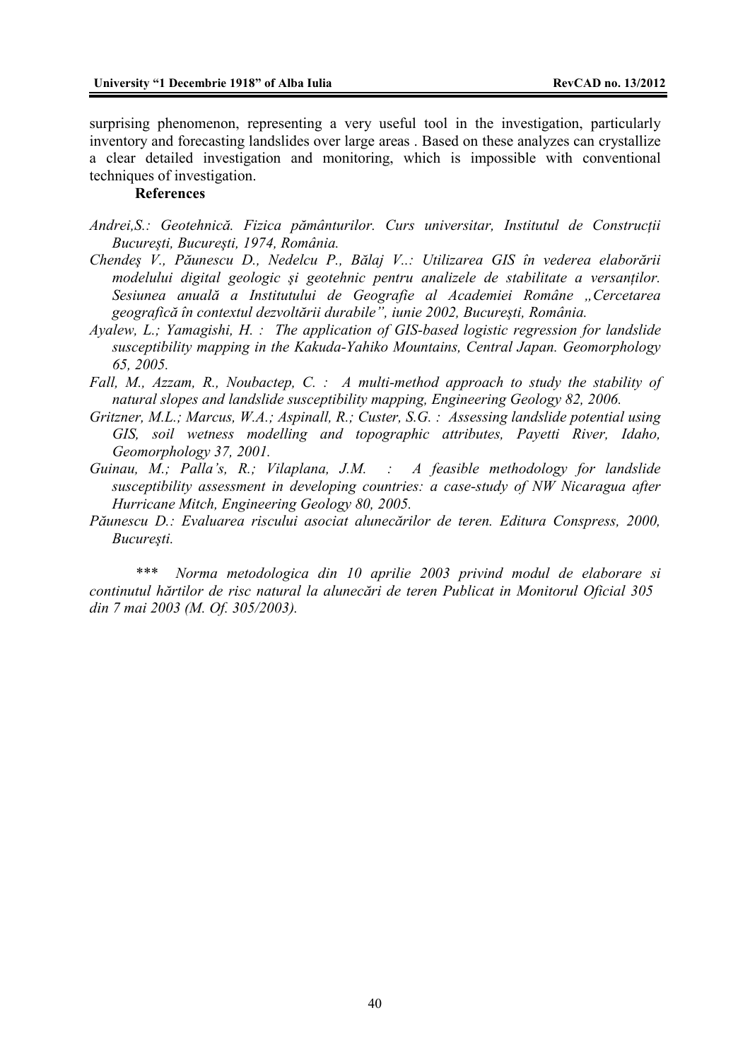surprising phenomenon, representing a very useful tool in the investigation, particularly inventory and forecasting landslides over large areas . Based on these analyzes can crystallize a clear detailed investigation and monitoring, which is impossible with conventional techniques of investigation.

**References**

*Andrei,S.: Geotehnică. Fizica pământurilor. Curs universitar, Institutul de Construcţii Bucureşti, Bucureşti, 1974, România.*

*Chendeş V., Păunescu D., Nedelcu P., Bălaj V..: Utilizarea GIS în vederea elaborării modelului digital geologic şi geotehnic pentru analizele de stabilitate a versanţilor. Sesiunea anuală a Institutului de Geografie al Academiei Române „Cercetarea geografică în contextul dezvoltării durabile", iunie 2002, Bucureşti, România.*

*Ayalew, L.; Yamagishi, H. : The application of GIS-based logistic regression for landslide susceptibility mapping in the Kakuda-Yahiko Mountains, Central Japan. Geomorphology 65, 2005.*

*Fall, M., Azzam, R., Noubactep, C. : A multi-method approach to study the stability of natural slopes and landslide susceptibility mapping, Engineering Geology 82, 2006.*

*Gritzner, M.L.; Marcus, W.A.; Aspinall, R.; Custer, S.G. : Assessing landslide potential using GIS, soil wetness modelling and topographic attributes, Payetti River, Idaho, Geomorphology 37, 2001.*

*Guinau, M.; Palla's, R.; Vilaplana, J.M. : A feasible methodology for landslide susceptibility assessment in developing countries: a case-study of NW Nicaragua after Hurricane Mitch, Engineering Geology 80, 2005.*

*Păunescu D.: Evaluarea riscului asociat alunecărilor de teren. Editura Conspress, 2000, Bucureşti.*

*\*\*\* Norma metodologica din 10 aprilie 2003 privind modul de elaborare si continutul hărtilor de risc natural la alunecări de teren Publicat in Monitorul Oficial 305 din 7 mai 2003 (M. Of. 305/2003).*